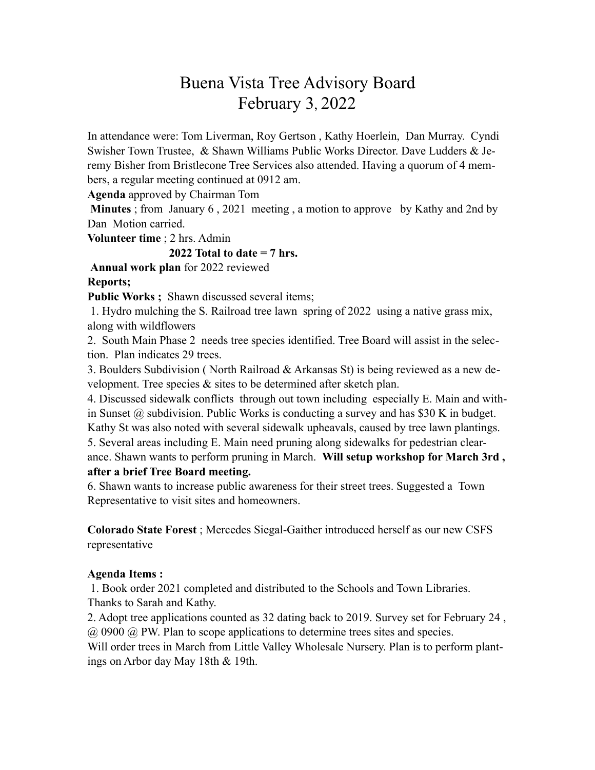# Buena Vista Tree Advisory Board
## February 3, 2022

In attendance were: Tom Liverman, Roy Gertson , Kathy Hoerlein, Dan Murray. Cyndi Swisher Town Trustee, & Shawn Williams Public Works Director. Dave Ludders & Jeremy Bisher from Bristlecone Tree Services also attended. Having a quorum of 4 members, a regular meeting continued at 0912 am.

**Agenda** approved by Chairman Tom

**Minutes** ; from January 6 , 2021 meeting , a motion to approve by Kathy and 2nd by Dan Motion carried.

**Volunteer time** ; 2 hrs. Admin

**2022 Total to date = 7 hrs.**

**Annual work plan** for 2022 reviewed

**Reports;**

**Public Works ;** Shawn discussed several items;

1. Hydro mulching the S. Railroad tree lawn spring of 2022 using a native grass mix, along with wildflowers
2. South Main Phase 2 needs tree species identified. Tree Board will assist in the selection. Plan indicates 29 trees.
3. Boulders Subdivision ( North Railroad & Arkansas St) is being reviewed as a new development. Tree species & sites to be determined after sketch plan.
4. Discussed sidewalk conflicts through out town including especially E. Main and within Sunset @ subdivision. Public Works is conducting a survey and has $30 K in budget. Kathy St was also noted with several sidewalk upheavals, caused by tree lawn plantings.
5. Several areas including E. Main need pruning along sidewalks for pedestrian clearance. Shawn wants to perform pruning in March. **Will setup workshop for March 3rd , after a brief Tree Board meeting.**
6. Shawn wants to increase public awareness for their street trees. Suggested a Town Representative to visit sites and homeowners.

**Colorado State Forest** ; Mercedes Siegal-Gaither introduced herself as our new CSFS representative

**Agenda Items :**

1. Book order 2021 completed and distributed to the Schools and Town Libraries. Thanks to Sarah and Kathy.
2. Adopt tree applications counted as 32 dating back to 2019. Survey set for February 24 , @ 0900 @ PW. Plan to scope applications to determine trees sites and species. Will order trees in March from Little Valley Wholesale Nursery. Plan is to perform plantings on Arbor day May 18th & 19th.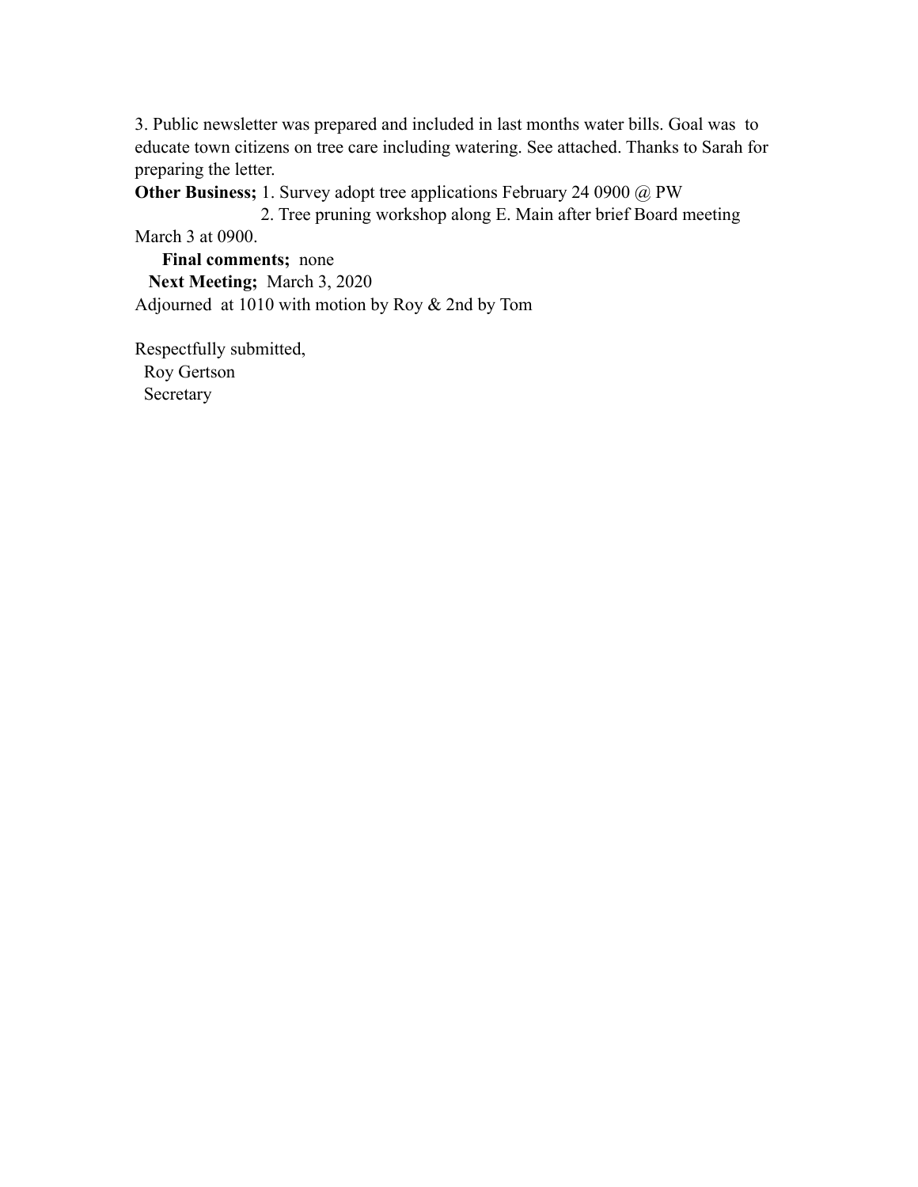3. Public newsletter was prepared and included in last months water bills. Goal was to educate town citizens on tree care including watering. See attached. Thanks to Sarah for preparing the letter.

**Other Business;** 1. Survey adopt tree applications February 24 0900 @ PW

2. Tree pruning workshop along E. Main after brief Board meeting March 3 at 0900.

**Final comments;** none

**Next Meeting;** March 3, 2020

Adjourned at 1010 with motion by Roy & 2nd by Tom

Respectfully submitted,
Roy Gertson
Secretary